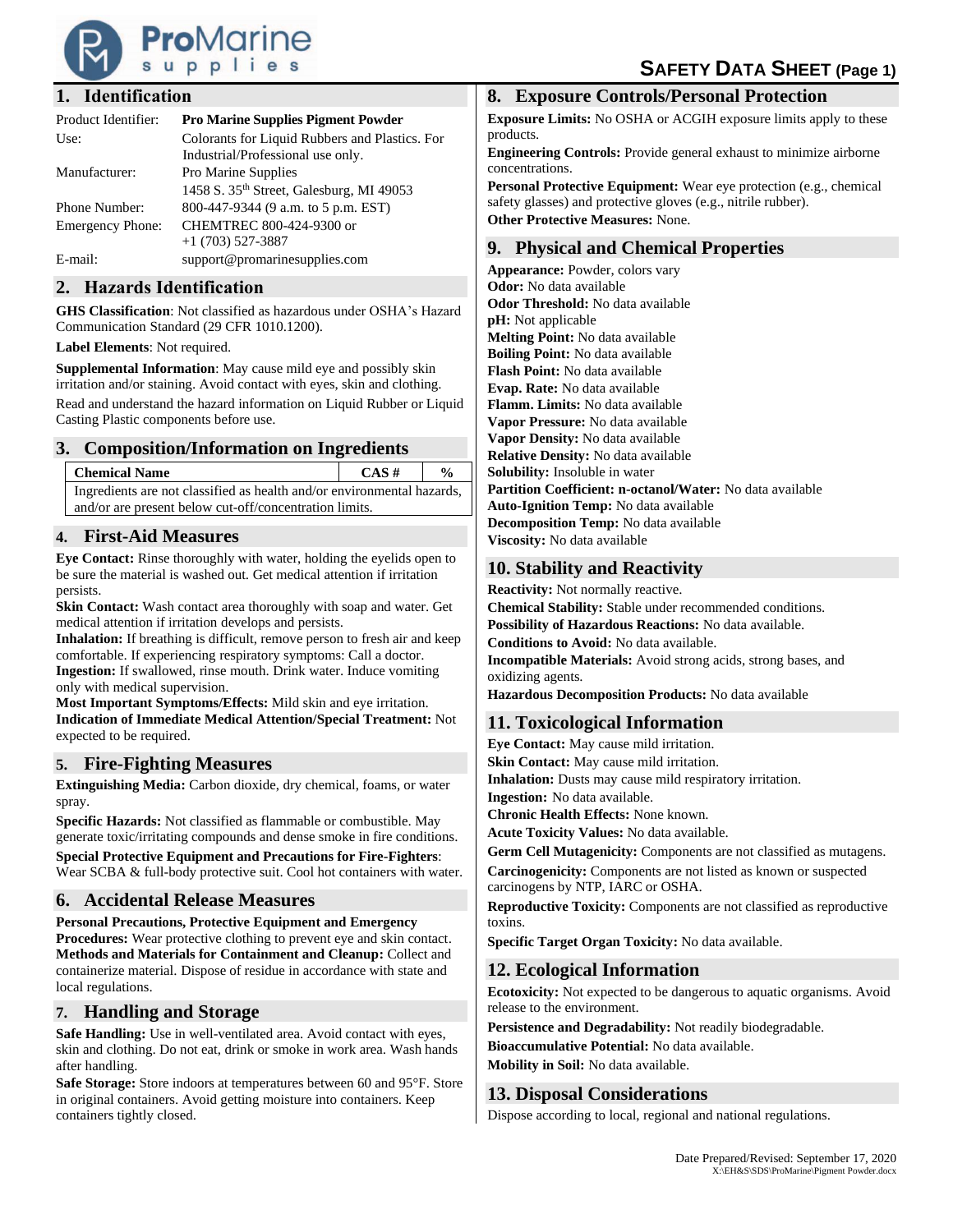ProMarine supplies

# SAFETY DATA SHEET (Page 1)

## 1. Identification

| | |
|---|---|
| Product Identifier: | **Pro Marine Supplies Pigment Powder** |
| Use: | Colorants for Liquid Rubbers and Plastics. For Industrial/Professional use only. |
| Manufacturer: | Pro Marine Supplies<br>1458 S. 35th Street, Galesburg, MI 49053 |
| Phone Number: | 800-447-9344 (9 a.m. to 5 p.m. EST) |
| Emergency Phone: | CHEMTREC 800-424-9300 or +1 (703) 527-3887 |
| E-mail: | support@promarinesupplies.com |

## 2. Hazards Identification

**GHS Classification**: Not classified as hazardous under OSHA's Hazard Communication Standard (29 CFR 1010.1200).

**Label Elements**: Not required.

**Supplemental Information**: May cause mild eye and possibly skin irritation and/or staining. Avoid contact with eyes, skin and clothing.

Read and understand the hazard information on Liquid Rubber or Liquid Casting Plastic components before use.

## 3. Composition/Information on Ingredients

| Chemical Name | CAS # | % |
|---|---|---|
| Ingredients are not classified as health and/or environmental hazards, and/or are present below cut-off/concentration limits. | | |

## 4. First-Aid Measures

**Eye Contact:** Rinse thoroughly with water, holding the eyelids open to be sure the material is washed out. Get medical attention if irritation persists.
**Skin Contact:** Wash contact area thoroughly with soap and water. Get medical attention if irritation develops and persists.
**Inhalation:** If breathing is difficult, remove person to fresh air and keep comfortable. If experiencing respiratory symptoms: Call a doctor.
**Ingestion:** If swallowed, rinse mouth. Drink water. Induce vomiting only with medical supervision.
**Most Important Symptoms/Effects:** Mild skin and eye irritation.
**Indication of Immediate Medical Attention/Special Treatment:** Not expected to be required.

## 5. Fire-Fighting Measures

**Extinguishing Media:** Carbon dioxide, dry chemical, foams, or water spray.

**Specific Hazards:** Not classified as flammable or combustible. May generate toxic/irritating compounds and dense smoke in fire conditions.

**Special Protective Equipment and Precautions for Fire-Fighters**: Wear SCBA & full-body protective suit. Cool hot containers with water.

## 6. Accidental Release Measures

**Personal Precautions, Protective Equipment and Emergency Procedures:** Wear protective clothing to prevent eye and skin contact.
**Methods and Materials for Containment and Cleanup:** Collect and containerize material. Dispose of residue in accordance with state and local regulations.

## 7. Handling and Storage

**Safe Handling:** Use in well-ventilated area. Avoid contact with eyes, skin and clothing. Do not eat, drink or smoke in work area. Wash hands after handling.
**Safe Storage:** Store indoors at temperatures between 60 and 95°F. Store in original containers. Avoid getting moisture into containers. Keep containers tightly closed.

## 8. Exposure Controls/Personal Protection

**Exposure Limits:** No OSHA or ACGIH exposure limits apply to these products.
**Engineering Controls:** Provide general exhaust to minimize airborne concentrations.
**Personal Protective Equipment:** Wear eye protection (e.g., chemical safety glasses) and protective gloves (e.g., nitrile rubber).
**Other Protective Measures:** None.

## 9. Physical and Chemical Properties

**Appearance:** Powder, colors vary
**Odor:** No data available
**Odor Threshold:** No data available
**pH:** Not applicable
**Melting Point:** No data available
**Boiling Point:** No data available
**Flash Point:** No data available
**Evap. Rate:** No data available
**Flamm. Limits:** No data available
**Vapor Pressure:** No data available
**Vapor Density:** No data available
**Relative Density:** No data available
**Solubility:** Insoluble in water
**Partition Coefficient: n-octanol/Water:** No data available
**Auto-Ignition Temp:** No data available
**Decomposition Temp:** No data available
**Viscosity:** No data available

## 10. Stability and Reactivity

**Reactivity:** Not normally reactive.
**Chemical Stability:** Stable under recommended conditions.
**Possibility of Hazardous Reactions:** No data available.
**Conditions to Avoid:** No data available.
**Incompatible Materials:** Avoid strong acids, strong bases, and oxidizing agents.
**Hazardous Decomposition Products:** No data available

## 11. Toxicological Information

**Eye Contact:** May cause mild irritation.
**Skin Contact:** May cause mild irritation.
**Inhalation:** Dusts may cause mild respiratory irritation.
**Ingestion:** No data available.
**Chronic Health Effects:** None known.
**Acute Toxicity Values:** No data available.
**Germ Cell Mutagenicity:** Components are not classified as mutagens.
**Carcinogenicity:** Components are not listed as known or suspected carcinogens by NTP, IARC or OSHA.
**Reproductive Toxicity:** Components are not classified as reproductive toxins.
**Specific Target Organ Toxicity:** No data available.

## 12. Ecological Information

**Ecotoxicity:** Not expected to be dangerous to aquatic organisms. Avoid release to the environment.
**Persistence and Degradability:** Not readily biodegradable.
**Bioaccumulative Potential:** No data available.
**Mobility in Soil:** No data available.

## 13. Disposal Considerations

Dispose according to local, regional and national regulations.

Date Prepared/Revised: September 17, 2020
X:\EH&S\SDS\ProMarine\Pigment Powder.docx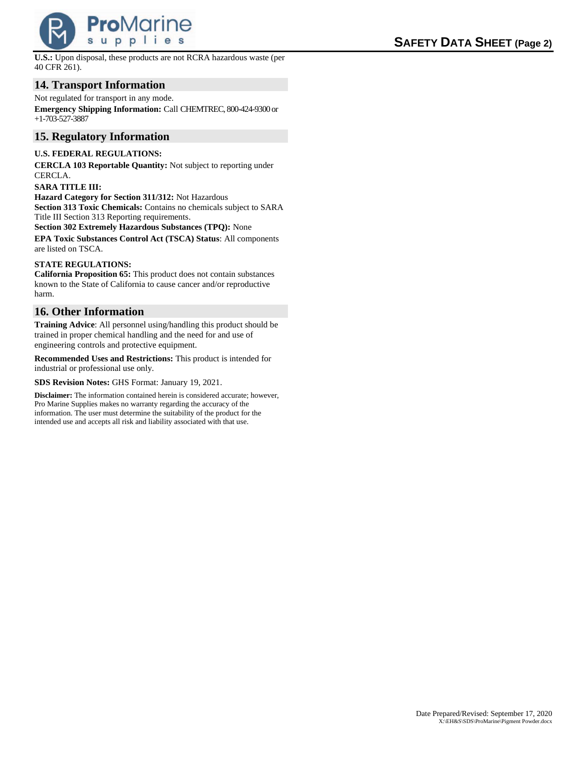**U.S.:** Upon disposal, these products are not RCRA hazardous waste (per 40 CFR 261).

## 14. Transport Information

Not regulated for transport in any mode.

**Emergency Shipping Information:** Call CHEMTREC, 800-424-9300 or +1-703-527-3887

## 15. Regulatory Information

**U.S. FEDERAL REGULATIONS:**

**CERCLA 103 Reportable Quantity:** Not subject to reporting under CERCLA.

**SARA TITLE III:**

**Hazard Category for Section 311/312:** Not Hazardous

**Section 313 Toxic Chemicals:** Contains no chemicals subject to SARA Title III Section 313 Reporting requirements.

**Section 302 Extremely Hazardous Substances (TPQ):** None

**EPA Toxic Substances Control Act (TSCA) Status**: All components are listed on TSCA.

**STATE REGULATIONS:**

**California Proposition 65:** This product does not contain substances known to the State of California to cause cancer and/or reproductive harm.

## 16. Other Information

**Training Advice**: All personnel using/handling this product should be trained in proper chemical handling and the need for and use of engineering controls and protective equipment.

**Recommended Uses and Restrictions:** This product is intended for industrial or professional use only.

**SDS Revision Notes:** GHS Format: January 19, 2021.

**Disclaimer:** The information contained herein is considered accurate; however, Pro Marine Supplies makes no warranty regarding the accuracy of the information. The user must determine the suitability of the product for the intended use and accepts all risk and liability associated with that use.

Date Prepared/Revised: September 17, 2020
X:\EH&S\SDS\ProMarine\Pigment Powder.docx